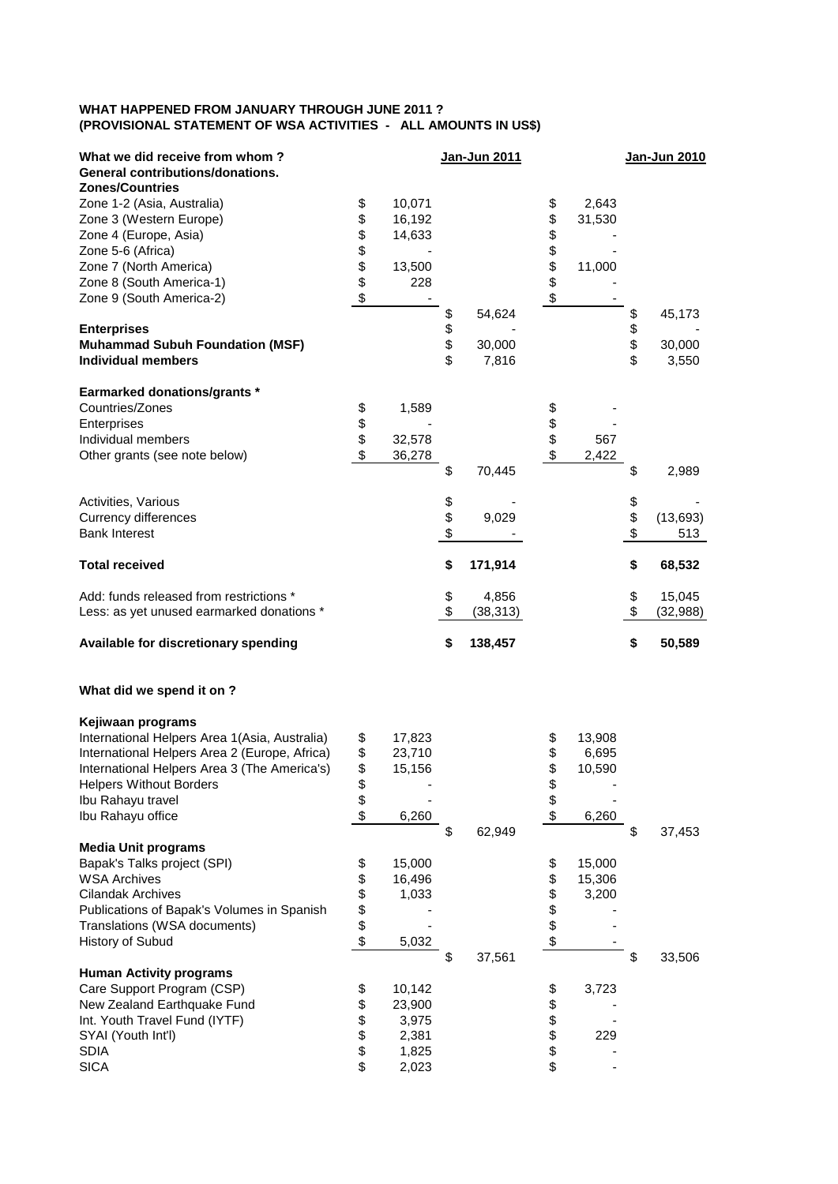**WHAT HAPPENED FROM JANUARY THROUGH JUNE 2011 ?**
**(PROVISIONAL STATEMENT OF WSA ACTIVITIES - ALL AMOUNTS IN US$)**

| What we did receive from whom ? | | Jan-Jun 2011 | | Jan-Jun 2010 |
|---|---|---|---|---|
| **General contributions/donations.** | | | | |
| **Zones/Countries** | | | | |
| Zone 1-2 (Asia, Australia) | $ 10,071 | | $ 2,643 | |
| Zone 3 (Western Europe) | $ 16,192 | | $ 31,530 | |
| Zone 4 (Europe, Asia) | $ 14,633 | | $ - | |
| Zone 5-6 (Africa) | $ - | | $ - | |
| Zone 7 (North America) | $ 13,500 | | $ 11,000 | |
| Zone 8 (South America-1) | $ 228 | | $ - | |
| Zone 9 (South America-2) | $ - | | $ - | |
| | | $ 54,624 | | $ 45,173 |
| **Enterprises** | | $ - | | $ - |
| **Muhammad Subuh Foundation (MSF)** | | $ 30,000 | | $ 30,000 |
| **Individual members** | | $ 7,816 | | $ 3,550 |
| | | | | |
| **Earmarked donations/grants *** | | | | |
| Countries/Zones | $ 1,589 | | $ - | |
| Enterprises | $ - | | $ - | |
| Individual members | $ 32,578 | | $ 567 | |
| Other grants (see note below) | $ 36,278 | | $ 2,422 | |
| | | $ 70,445 | | $ 2,989 |
| | | | | |
| Activities, Various | | $ - | | $ - |
| Currency differences | | $ 9,029 | | $ (13,693) |
| Bank Interest | | $ - | | $ 513 |
| | | | | |
| **Total received** | | **$ 171,914** | | **$ 68,532** |
| | | | | |
| Add: funds released from restrictions * | | $ 4,856 | | $ 15,045 |
| Less: as yet unused earmarked donations * | | $ (38,313) | | $ (32,988) |
| | | | | |
| **Available for discretionary spending** | | **$ 138,457** | | **$ 50,589** |

**What did we spend it on ?**

| | | | | |
|---|---|---|---|---|
| **Kejiwaan programs** | | | | |
| International Helpers Area 1(Asia, Australia) | $ 17,823 | | $ 13,908 | |
| International Helpers Area 2 (Europe, Africa) | $ 23,710 | | $ 6,695 | |
| International Helpers Area 3 (The America's) | $ 15,156 | | $ 10,590 | |
| Helpers Without Borders | $ - | | $ - | |
| Ibu Rahayu travel | $ - | | $ - | |
| Ibu Rahayu office | $ 6,260 | | $ 6,260 | |
| | | $ 62,949 | | $ 37,453 |
| **Media Unit programs** | | | | |
| Bapak's Talks project (SPI) | $ 15,000 | | $ 15,000 | |
| WSA Archives | $ 16,496 | | $ 15,306 | |
| Cilandak Archives | $ 1,033 | | $ 3,200 | |
| Publications of Bapak's Volumes in Spanish | $ - | | $ - | |
| Translations (WSA documents) | $ - | | $ - | |
| History of Subud | $ 5,032 | | $ - | |
| | | $ 37,561 | | $ 33,506 |
| **Human Activity programs** | | | | |
| Care Support Program (CSP) | $ 10,142 | | $ 3,723 | |
| New Zealand Earthquake Fund | $ 23,900 | | $ - | |
| Int. Youth Travel Fund (IYTF) | $ 3,975 | | $ - | |
| SYAI (Youth Int'l) | $ 2,381 | | $ 229 | |
| SDIA | $ 1,825 | | $ - | |
| SICA | $ 2,023 | | $ - | |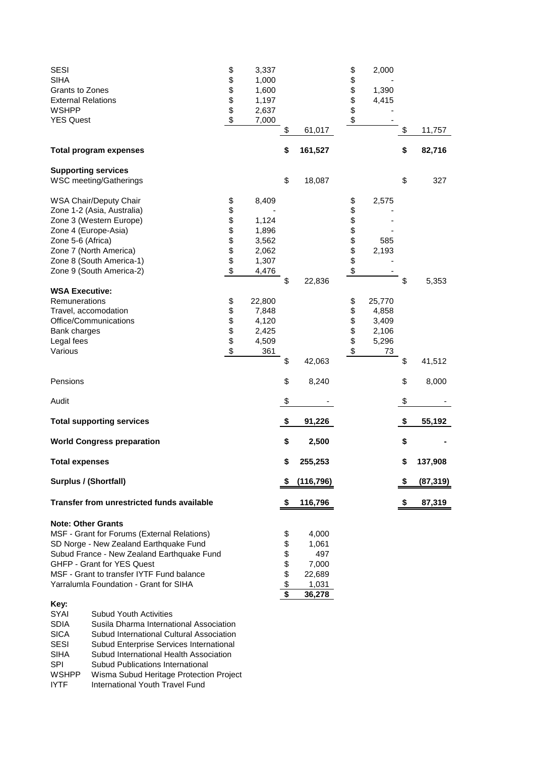| | | | | |
|---|---|---|---|---|
| SESI | $ 3,337 | | $ 2,000 | |
| SIHA | $ 1,000 | | $ - | |
| Grants to Zones | $ 1,600 | | $ 1,390 | |
| External Relations | $ 1,197 | | $ 4,415 | |
| WSHPP | $ 2,637 | | $ - | |
| YES Quest | $ 7,000 | | $ - | |
| | | $ 61,017 | | $ 11,757 |
| **Total program expenses** | | **$ 161,527** | | **$ 82,716** |
| **Supporting services** | | | | |
| WSC meeting/Gatherings | | $ 18,087 | | $ 327 |
| WSA Chair/Deputy Chair | $ 8,409 | | $ 2,575 | |
| Zone 1-2 (Asia, Australia) | $ - | | $ - | |
| Zone 3 (Western Europe) | $ 1,124 | | $ - | |
| Zone 4 (Europe-Asia) | $ 1,896 | | $ - | |
| Zone 5-6 (Africa) | $ 3,562 | | $ 585 | |
| Zone 7 (North America) | $ 2,062 | | $ 2,193 | |
| Zone 8 (South America-1) | $ 1,307 | | $ - | |
| Zone 9 (South America-2) | $ 4,476 | | $ - | |
| | | $ 22,836 | | $ 5,353 |
| **WSA Executive:** | | | | |
| Remunerations | $ 22,800 | | $ 25,770 | |
| Travel, accomodation | $ 7,848 | | $ 4,858 | |
| Office/Communications | $ 4,120 | | $ 3,409 | |
| Bank charges | $ 2,425 | | $ 2,106 | |
| Legal fees | $ 4,509 | | $ 5,296 | |
| Various | $ 361 | | $ 73 | |
| | | $ 42,063 | | $ 41,512 |
| Pensions | | $ 8,240 | | $ 8,000 |
| Audit | | $ - | | $ - |
| **Total supporting services** | | **$ 91,226** | | **$ 55,192** |
| **World Congress preparation** | | **$ 2,500** | | **$ -** |
| **Total expenses** | | **$ 255,253** | | **$ 137,908** |
| **Surplus / (Shortfall)** | | **$ (116,796)** | | **$ (87,319)** |
| **Transfer from unrestricted funds available** | | **$ 116,796** | | **$ 87,319** |

**Note: Other Grants**

| | |
|---|---|
| MSF - Grant for Forums (External Relations) | $ 4,000 |
| SD Norge - New Zealand Earthquake Fund | $ 1,061 |
| Subud France - New Zealand Earthquake Fund | $ 497 |
| GHFP - Grant for YES Quest | $ 7,000 |
| MSF - Grant to transfer IYTF Fund balance | $ 22,689 |
| Yarralumla Foundation - Grant for SIHA | $ 1,031 |
| | **$ 36,278** |

**Key:**

| | |
|---|---|
| SYAI | Subud Youth Activities |
| SDIA | Susila Dharma International Association |
| SICA | Subud International Cultural Association |
| SESI | Subud Enterprise Services International |
| SIHA | Subud International Health Association |
| SPI | Subud Publications International |
| WSHPP | Wisma Subud Heritage Protection Project |
| IYTF | International Youth Travel Fund |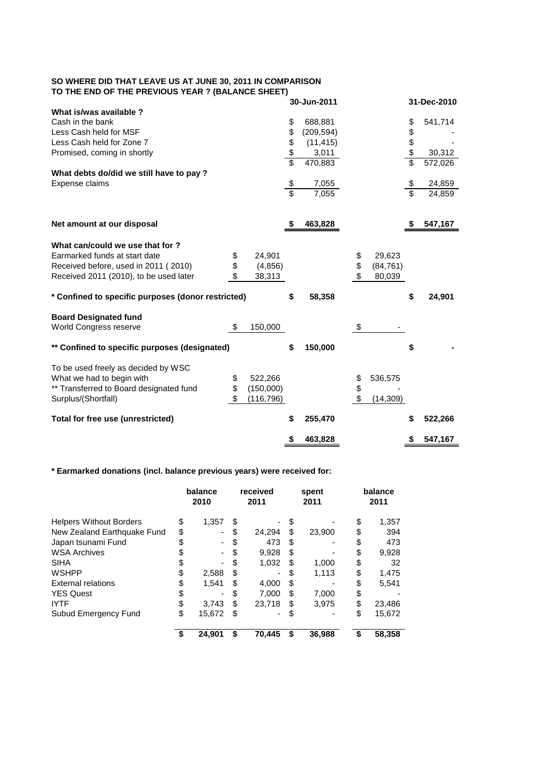**SO WHERE DID THAT LEAVE US AT JUNE 30, 2011 IN COMPARISON TO THE END OF THE PREVIOUS YEAR ? (BALANCE SHEET)**

| | | 30-Jun-2011 | | 31-Dec-2010 |
|---|---|---|---|---|
| **What is/was available ?** | | | | |
| Cash in the bank | | $ 688,881 | | $ 541,714 |
| Less Cash held for MSF | | $ (209,594) | | $ - |
| Less Cash held for Zone 7 | | $ (11,415) | | $ - |
| Promised, coming in shortly | | $ 3,011 | | $ 30,312 |
| | | $ 470,883 | | $ 572,026 |
| **What debts do/did we still have to pay ?** | | | | |
| Expense claims | | $ 7,055 | | $ 24,859 |
| | | $ 7,055 | | $ 24,859 |
| **Net amount at our disposal** | | **$ 463,828** | | **$ 547,167** |
| **What can/could we use that for ?** | | | | |
| Earmarked funds at start date | $ 24,901 | | $ 29,623 | |
| Received before, used in 2011 ( 2010) | $ (4,856) | | $ (84,761) | |
| Received 2011 (2010), to be used later | $ 38,313 | | $ 80,039 | |
| **\* Confined to specific purposes (donor restricted)** | | **$ 58,358** | | **$ 24,901** |
| **Board Designated fund** | | | | |
| World Congress reserve | $ 150,000 | | $ - | |
| **\*\* Confined to specific purposes (designated)** | | **$ 150,000** | | **$ -** |
| To be used freely as decided by WSC | | | | |
| What we had to begin with | $ 522,266 | | $ 536,575 | |
| ** Transferred to Board designated fund | $ (150,000) | | $ - | |
| Surplus/(Shortfall) | $ (116,796) | | $ (14,309) | |
| **Total for free use (unrestricted)** | | **$ 255,470** | | **$ 522,266** |
| | | **$ 463,828** | | **$ 547,167** |

**\* Earmarked donations (incl. balance previous years) were received for:**

| | balance 2010 | received 2011 | spent 2011 | balance 2011 |
|---|---|---|---|---|
| Helpers Without Borders | $ 1,357 | $ - | $ - | $ 1,357 |
| New Zealand Earthquake Fund | $ - | $ 24,294 | $ 23,900 | $ 394 |
| Japan tsunami Fund | $ - | $ 473 | $ - | $ 473 |
| WSA Archives | $ - | $ 9,928 | $ - | $ 9,928 |
| SIHA | $ - | $ 1,032 | $ 1,000 | $ 32 |
| WSHPP | $ 2,588 | $ - | $ 1,113 | $ 1,475 |
| External relations | $ 1,541 | $ 4,000 | $ - | $ 5,541 |
| YES Quest | $ - | $ 7,000 | $ 7,000 | $ - |
| IYTF | $ 3,743 | $ 23,718 | $ 3,975 | $ 23,486 |
| Subud Emergency Fund | $ 15,672 | $ - | $ - | $ 15,672 |
| | **$ 24,901** | **$ 70,445** | **$ 36,988** | **$ 58,358** |